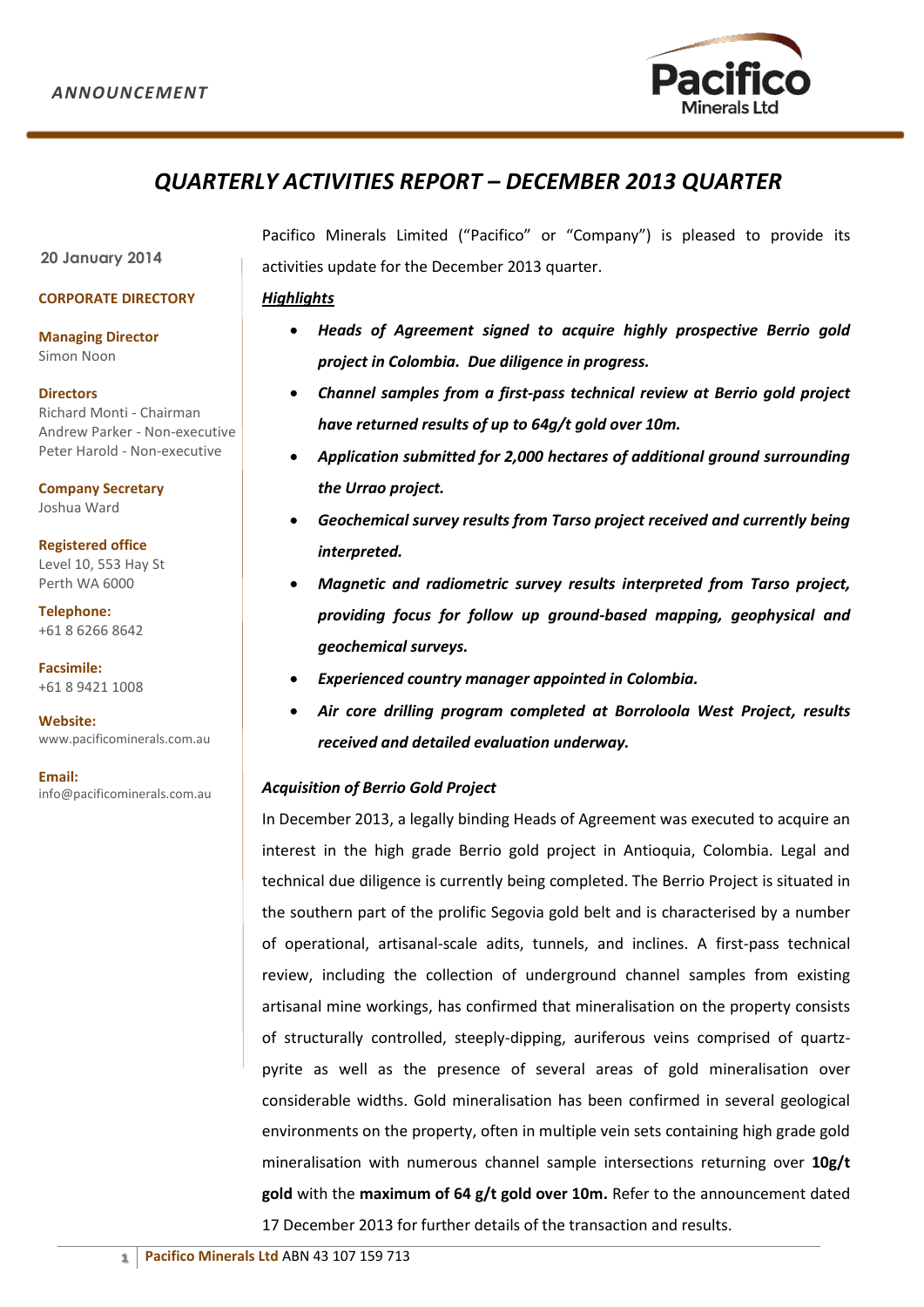ANNOUNCEMENT

# QUARTERLY ACTIVITIES REPORT – DECEMBER 2013 QUARTER

20 January 2014

**CORPORATE DIRECTORY**

**Managing Director**
Simon Noon

**Directors**
Richard Monti - Chairman
Andrew Parker - Non-executive
Peter Harold - Non-executive

**Company Secretary**
Joshua Ward

**Registered office**
Level 10, 553 Hay St
Perth WA 6000

**Telephone:**
+61 8 6266 8642

**Facsimile:**
+61 8 9421 1008

**Website:**
www.pacificominerals.com.au

**Email:**
info@pacificominerals.com.au

Pacifico Minerals Limited ("Pacifico" or "Company") is pleased to provide its activities update for the December 2013 quarter.

***Highlights***

- ***Heads of Agreement signed to acquire highly prospective Berrio gold project in Colombia. Due diligence in progress.***
- ***Channel samples from a first-pass technical review at Berrio gold project have returned results of up to 64g/t gold over 10m.***
- ***Application submitted for 2,000 hectares of additional ground surrounding the Urrao project.***
- ***Geochemical survey results from Tarso project received and currently being interpreted.***
- ***Magnetic and radiometric survey results interpreted from Tarso project, providing focus for follow up ground-based mapping, geophysical and geochemical surveys.***
- ***Experienced country manager appointed in Colombia.***
- ***Air core drilling program completed at Borroloola West Project, results received and detailed evaluation underway.***

### *Acquisition of Berrio Gold Project*

In December 2013, a legally binding Heads of Agreement was executed to acquire an interest in the high grade Berrio gold project in Antioquia, Colombia. Legal and technical due diligence is currently being completed. The Berrio Project is situated in the southern part of the prolific Segovia gold belt and is characterised by a number of operational, artisanal-scale adits, tunnels, and inclines. A first-pass technical review, including the collection of underground channel samples from existing artisanal mine workings, has confirmed that mineralisation on the property consists of structurally controlled, steeply-dipping, auriferous veins comprised of quartz-pyrite as well as the presence of several areas of gold mineralisation over considerable widths. Gold mineralisation has been confirmed in several geological environments on the property, often in multiple vein sets containing high grade gold mineralisation with numerous channel sample intersections returning over **10g/t gold** with the **maximum of 64 g/t gold over 10m.** Refer to the announcement dated 17 December 2013 for further details of the transaction and results.

**Pacifico Minerals Ltd** ABN 43 107 159 713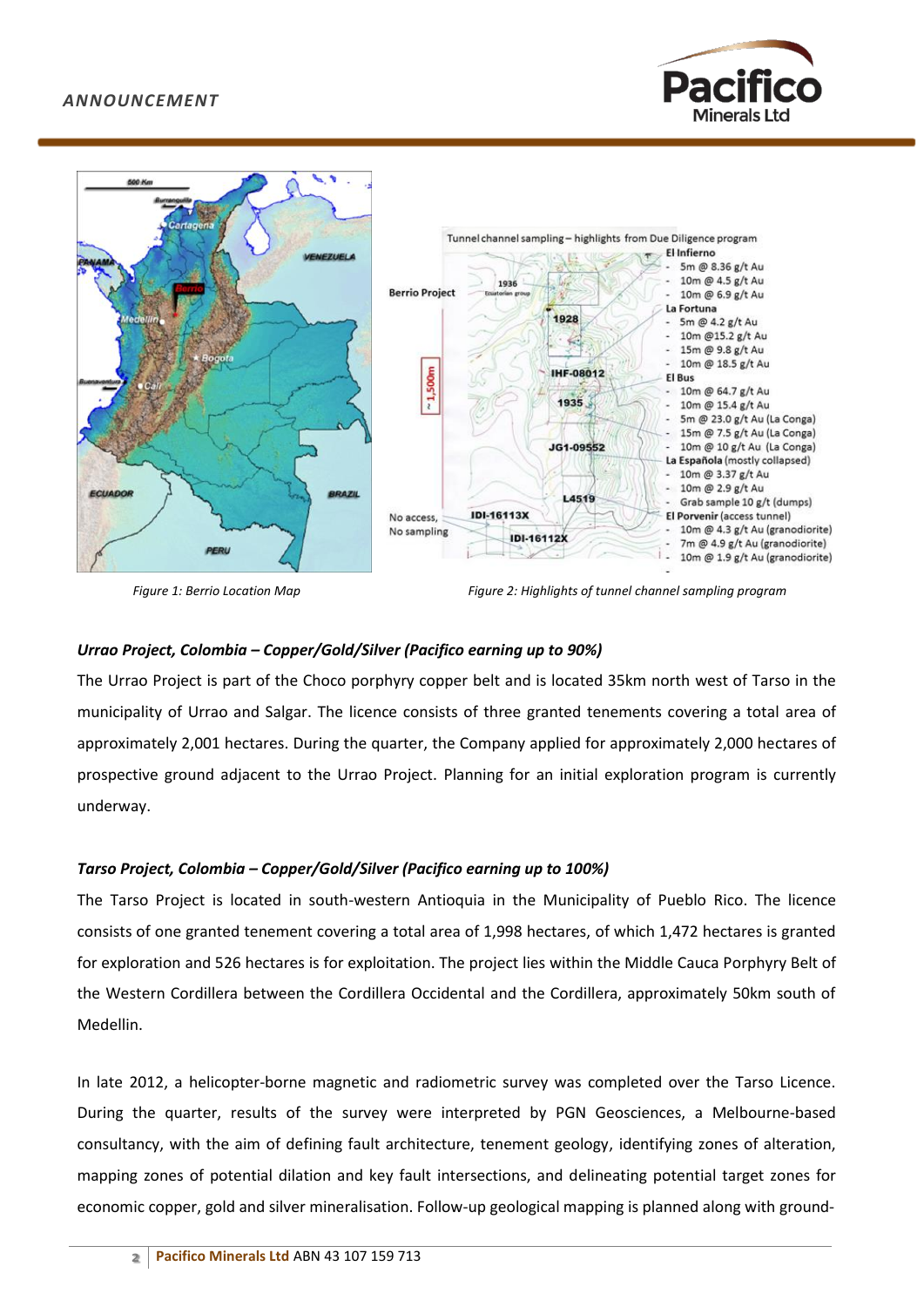Figure 1: Berrio Location Map

Figure 2: Highlights of tunnel channel sampling program

### *Urrao Project, Colombia – Copper/Gold/Silver (Pacifico earning up to 90%)*

The Urrao Project is part of the Choco porphyry copper belt and is located 35km north west of Tarso in the municipality of Urrao and Salgar. The licence consists of three granted tenements covering a total area of approximately 2,001 hectares. During the quarter, the Company applied for approximately 2,000 hectares of prospective ground adjacent to the Urrao Project. Planning for an initial exploration program is currently underway.

### *Tarso Project, Colombia – Copper/Gold/Silver (Pacifico earning up to 100%)*

The Tarso Project is located in south-western Antioquia in the Municipality of Pueblo Rico. The licence consists of one granted tenement covering a total area of 1,998 hectares, of which 1,472 hectares is granted for exploration and 526 hectares is for exploitation. The project lies within the Middle Cauca Porphyry Belt of the Western Cordillera between the Cordillera Occidental and the Cordillera, approximately 50km south of Medellin.

In late 2012, a helicopter-borne magnetic and radiometric survey was completed over the Tarso Licence. During the quarter, results of the survey were interpreted by PGN Geosciences, a Melbourne-based consultancy, with the aim of defining fault architecture, tenement geology, identifying zones of alteration, mapping zones of potential dilation and key fault intersections, and delineating potential target zones for economic copper, gold and silver mineralisation. Follow-up geological mapping is planned along with ground-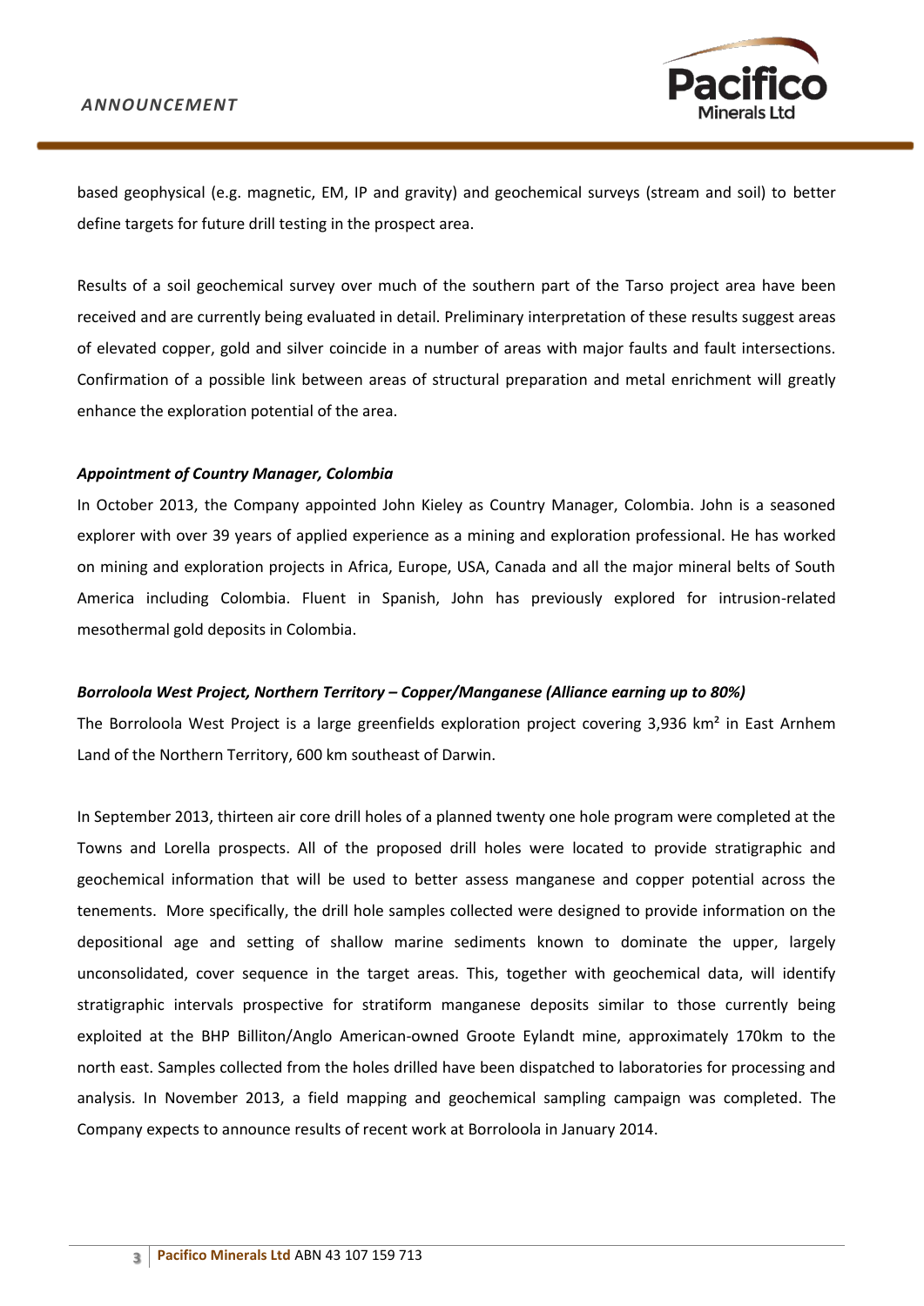based geophysical (e.g. magnetic, EM, IP and gravity) and geochemical surveys (stream and soil) to better define targets for future drill testing in the prospect area.

Results of a soil geochemical survey over much of the southern part of the Tarso project area have been received and are currently being evaluated in detail. Preliminary interpretation of these results suggest areas of elevated copper, gold and silver coincide in a number of areas with major faults and fault intersections. Confirmation of a possible link between areas of structural preparation and metal enrichment will greatly enhance the exploration potential of the area.

***Appointment of Country Manager, Colombia***

In October 2013, the Company appointed John Kieley as Country Manager, Colombia. John is a seasoned explorer with over 39 years of applied experience as a mining and exploration professional. He has worked on mining and exploration projects in Africa, Europe, USA, Canada and all the major mineral belts of South America including Colombia. Fluent in Spanish, John has previously explored for intrusion-related mesothermal gold deposits in Colombia.

***Borroloola West Project, Northern Territory – Copper/Manganese (Alliance earning up to 80%)***

The Borroloola West Project is a large greenfields exploration project covering 3,936 km² in East Arnhem Land of the Northern Territory, 600 km southeast of Darwin.

In September 2013, thirteen air core drill holes of a planned twenty one hole program were completed at the Towns and Lorella prospects. All of the proposed drill holes were located to provide stratigraphic and geochemical information that will be used to better assess manganese and copper potential across the tenements. More specifically, the drill hole samples collected were designed to provide information on the depositional age and setting of shallow marine sediments known to dominate the upper, largely unconsolidated, cover sequence in the target areas. This, together with geochemical data, will identify stratigraphic intervals prospective for stratiform manganese deposits similar to those currently being exploited at the BHP Billiton/Anglo American-owned Groote Eylandt mine, approximately 170km to the north east. Samples collected from the holes drilled have been dispatched to laboratories for processing and analysis. In November 2013, a field mapping and geochemical sampling campaign was completed. The Company expects to announce results of recent work at Borroloola in January 2014.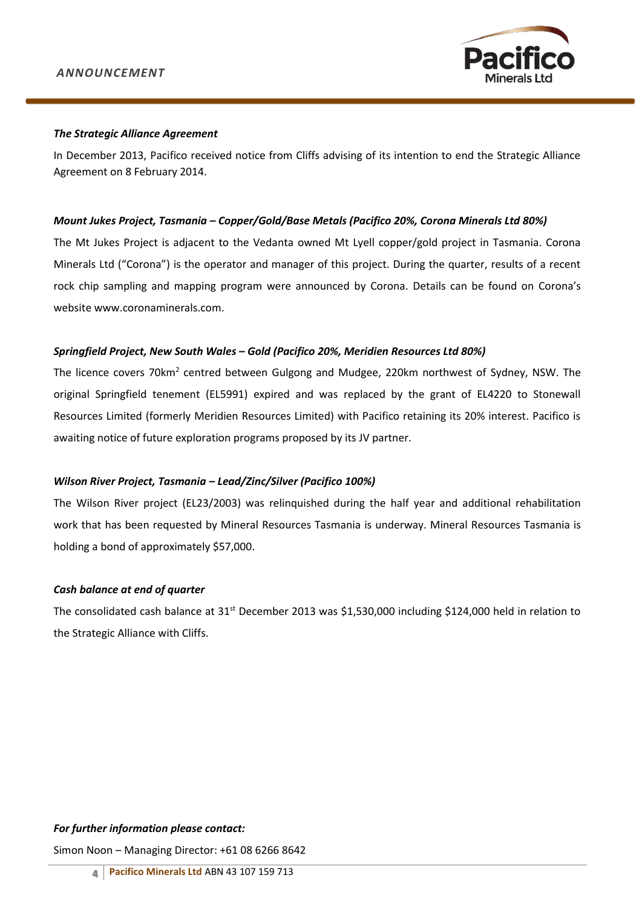*The Strategic Alliance Agreement*

In December 2013, Pacifico received notice from Cliffs advising of its intention to end the Strategic Alliance Agreement on 8 February 2014.

***Mount Jukes Project, Tasmania – Copper/Gold/Base Metals (Pacifico 20%, Corona Minerals Ltd 80%)***

The Mt Jukes Project is adjacent to the Vedanta owned Mt Lyell copper/gold project in Tasmania. Corona Minerals Ltd ("Corona") is the operator and manager of this project. During the quarter, results of a recent rock chip sampling and mapping program were announced by Corona. Details can be found on Corona's website www.coronaminerals.com.

***Springfield Project, New South Wales – Gold (Pacifico 20%, Meridien Resources Ltd 80%)***

The licence covers 70km$^2$ centred between Gulgong and Mudgee, 220km northwest of Sydney, NSW. The original Springfield tenement (EL5991) expired and was replaced by the grant of EL4220 to Stonewall Resources Limited (formerly Meridien Resources Limited) with Pacifico retaining its 20% interest. Pacifico is awaiting notice of future exploration programs proposed by its JV partner.

***Wilson River Project, Tasmania – Lead/Zinc/Silver (Pacifico 100%)***

The Wilson River project (EL23/2003) was relinquished during the half year and additional rehabilitation work that has been requested by Mineral Resources Tasmania is underway. Mineral Resources Tasmania is holding a bond of approximately $57,000.

***Cash balance at end of quarter***

The consolidated cash balance at 31st December 2013 was $1,530,000 including $124,000 held in relation to the Strategic Alliance with Cliffs.

***For further information please contact:***

Simon Noon – Managing Director: +61 08 6266 8642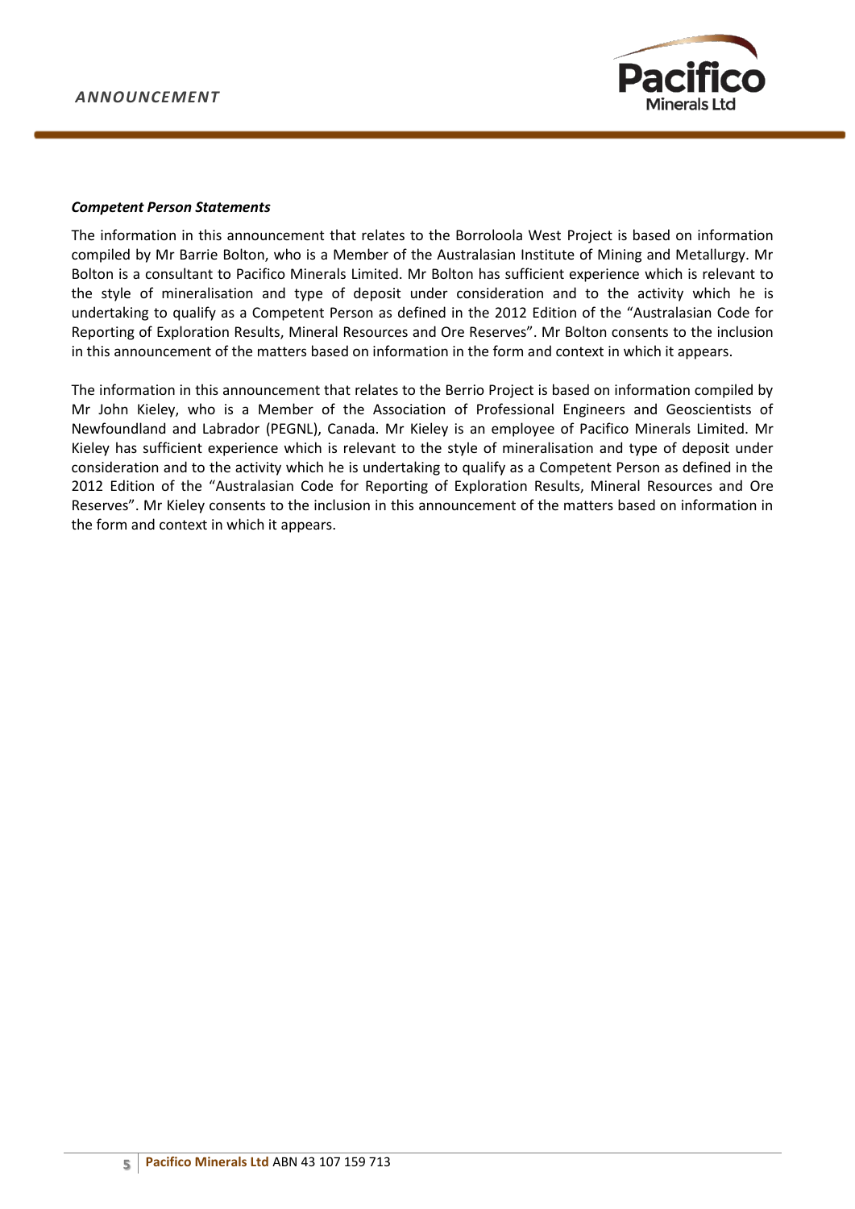***Competent Person Statements***

The information in this announcement that relates to the Borroloola West Project is based on information compiled by Mr Barrie Bolton, who is a Member of the Australasian Institute of Mining and Metallurgy. Mr Bolton is a consultant to Pacifico Minerals Limited. Mr Bolton has sufficient experience which is relevant to the style of mineralisation and type of deposit under consideration and to the activity which he is undertaking to qualify as a Competent Person as defined in the 2012 Edition of the "Australasian Code for Reporting of Exploration Results, Mineral Resources and Ore Reserves". Mr Bolton consents to the inclusion in this announcement of the matters based on information in the form and context in which it appears.

The information in this announcement that relates to the Berrio Project is based on information compiled by Mr John Kieley, who is a Member of the Association of Professional Engineers and Geoscientists of Newfoundland and Labrador (PEGNL), Canada. Mr Kieley is an employee of Pacifico Minerals Limited. Mr Kieley has sufficient experience which is relevant to the style of mineralisation and type of deposit under consideration and to the activity which he is undertaking to qualify as a Competent Person as defined in the 2012 Edition of the "Australasian Code for Reporting of Exploration Results, Mineral Resources and Ore Reserves". Mr Kieley consents to the inclusion in this announcement of the matters based on information in the form and context in which it appears.